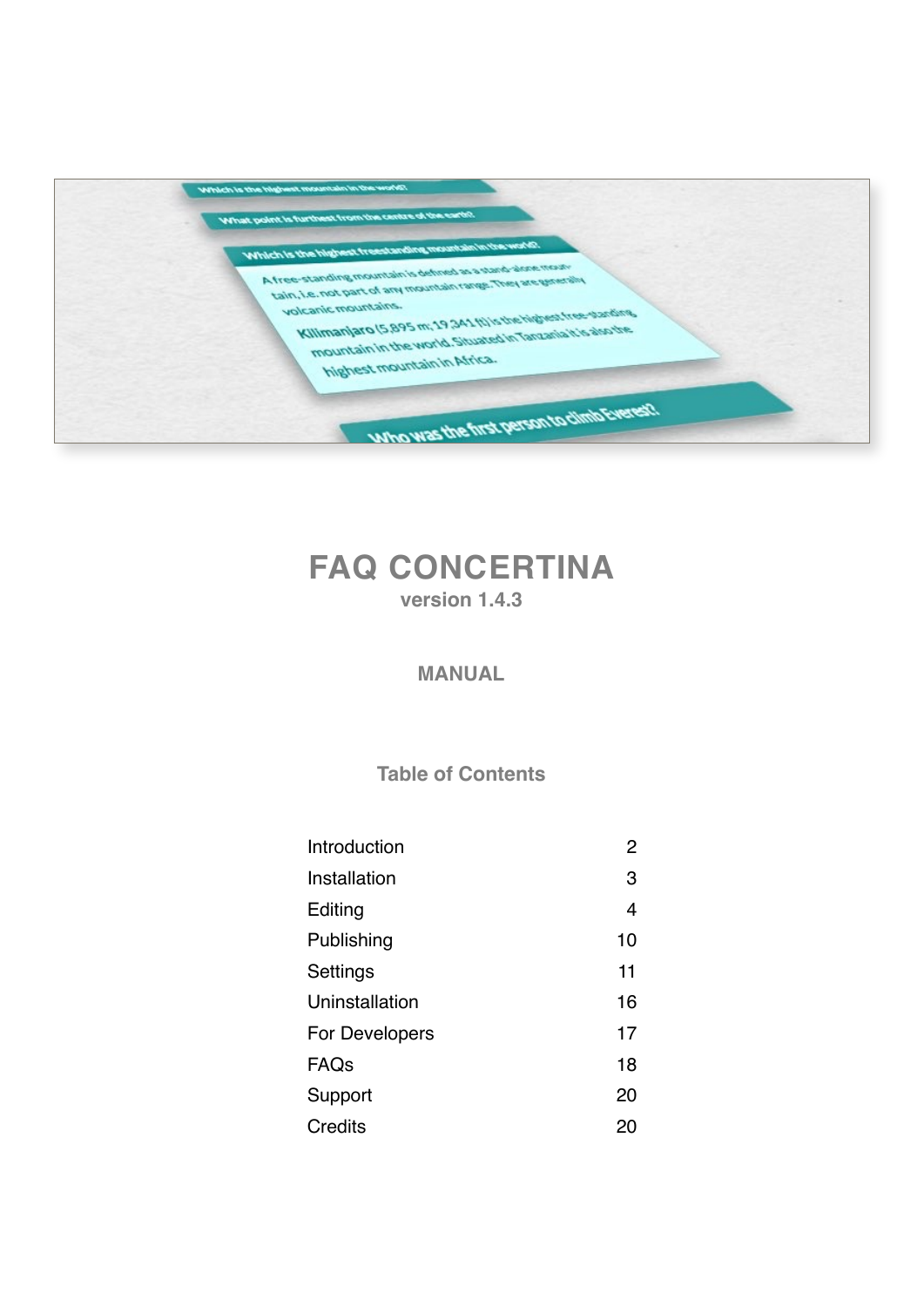# FAQ CONCERTINA

version 1.4.3

MANUAL

## Table of Contents

| | |
|---|---|
| Introduction | 2 |
| Installation | 3 |
| Editing | 4 |
| Publishing | 10 |
| Settings | 11 |
| Uninstallation | 16 |
| For Developers | 17 |
| FAQs | 18 |
| Support | 20 |
| Credits | 20 |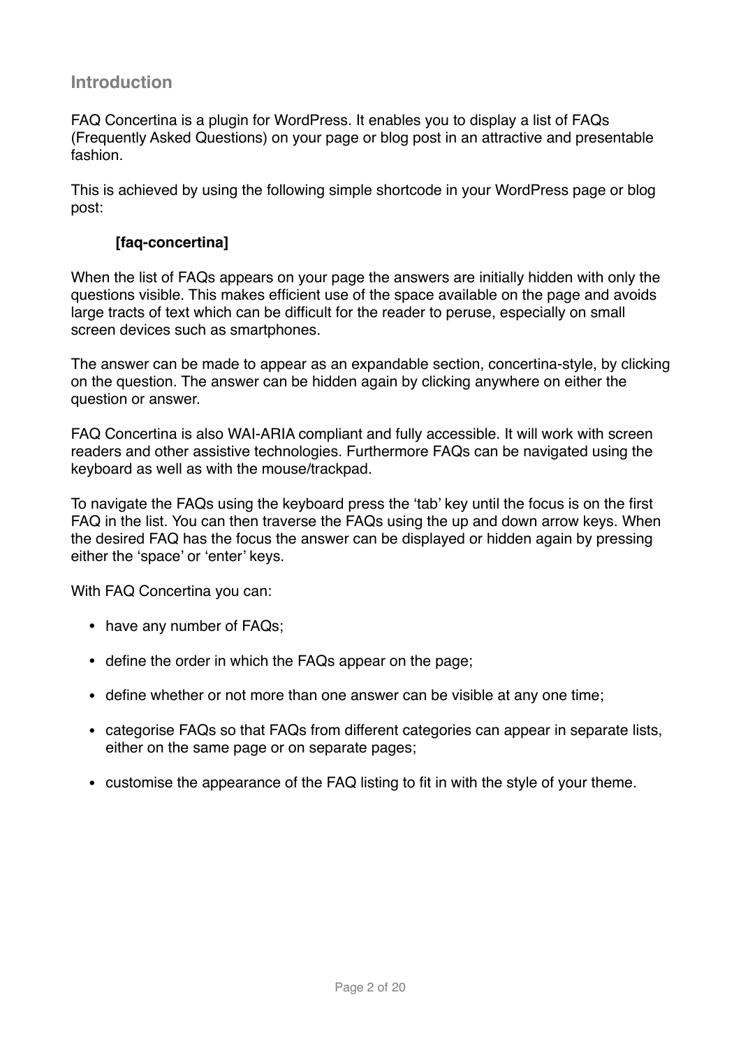## Introduction

FAQ Concertina is a plugin for WordPress. It enables you to display a list of FAQs (Frequently Asked Questions) on your page or blog post in an attractive and presentable fashion.

This is achieved by using the following simple shortcode in your WordPress page or blog post:

**[faq-concertina]**

When the list of FAQs appears on your page the answers are initially hidden with only the questions visible. This makes efficient use of the space available on the page and avoids large tracts of text which can be difficult for the reader to peruse, especially on small screen devices such as smartphones.

The answer can be made to appear as an expandable section, concertina-style, by clicking on the question. The answer can be hidden again by clicking anywhere on either the question or answer.

FAQ Concertina is also WAI-ARIA compliant and fully accessible. It will work with screen readers and other assistive technologies. Furthermore FAQs can be navigated using the keyboard as well as with the mouse/trackpad.

To navigate the FAQs using the keyboard press the 'tab' key until the focus is on the first FAQ in the list. You can then traverse the FAQs using the up and down arrow keys. When the desired FAQ has the focus the answer can be displayed or hidden again by pressing either the 'space' or 'enter' keys.

With FAQ Concertina you can:

- have any number of FAQs;
- define the order in which the FAQs appear on the page;
- define whether or not more than one answer can be visible at any one time;
- categorise FAQs so that FAQs from different categories can appear in separate lists, either on the same page or on separate pages;
- customise the appearance of the FAQ listing to fit in with the style of your theme.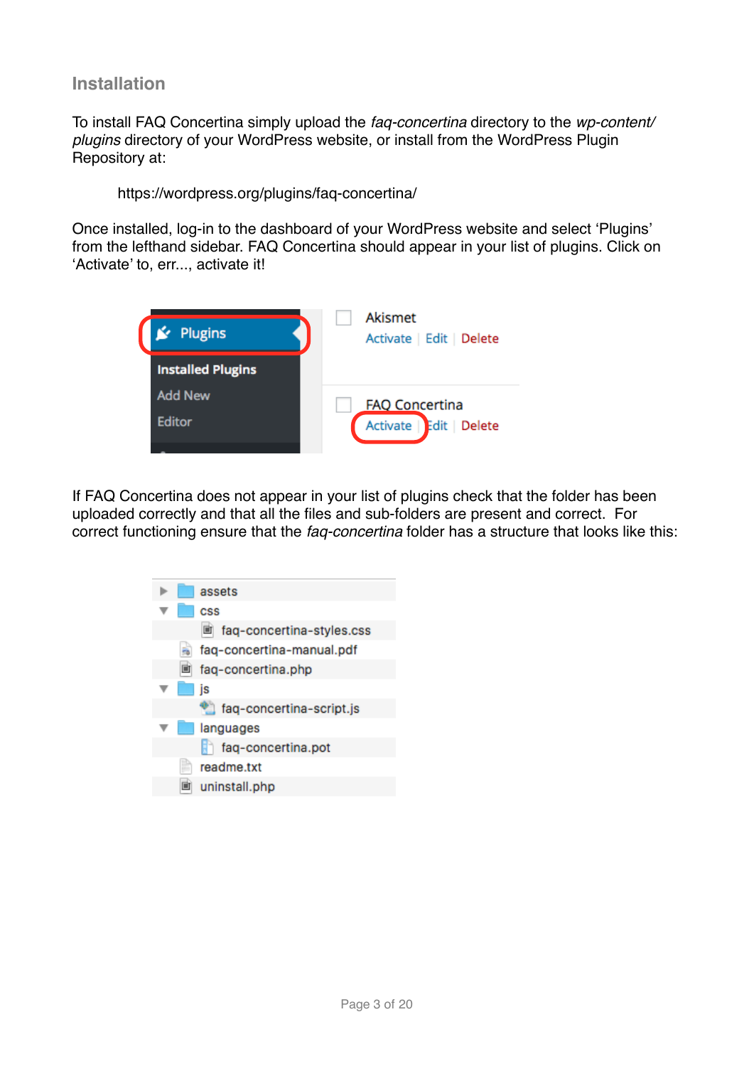## Installation

To install FAQ Concertina simply upload the *faq-concertina* directory to the *wp-content/plugins* directory of your WordPress website, or install from the WordPress Plugin Repository at:

https://wordpress.org/plugins/faq-concertina/

Once installed, log-in to the dashboard of your WordPress website and select 'Plugins' from the lefthand sidebar. FAQ Concertina should appear in your list of plugins. Click on 'Activate' to, err..., activate it!

If FAQ Concertina does not appear in your list of plugins check that the folder has been uploaded correctly and that all the files and sub-folders are present and correct. For correct functioning ensure that the *faq-concertina* folder has a structure that looks like this: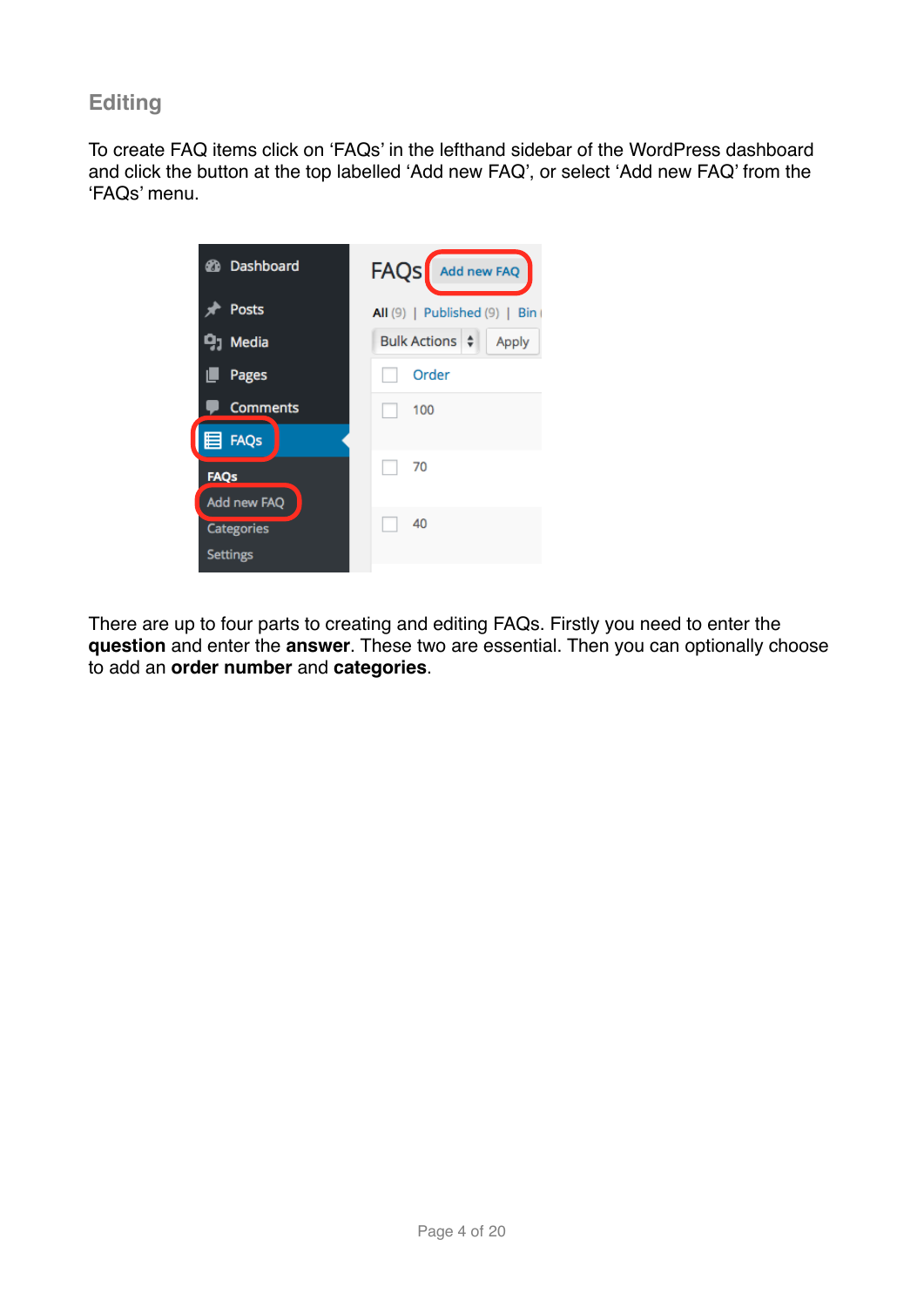## Editing

To create FAQ items click on 'FAQs' in the lefthand sidebar of the WordPress dashboard and click the button at the top labelled 'Add new FAQ', or select 'Add new FAQ' from the 'FAQs' menu.

There are up to four parts to creating and editing FAQs. Firstly you need to enter the **question** and enter the **answer**. These two are essential. Then you can optionally choose to add an **order number** and **categories**.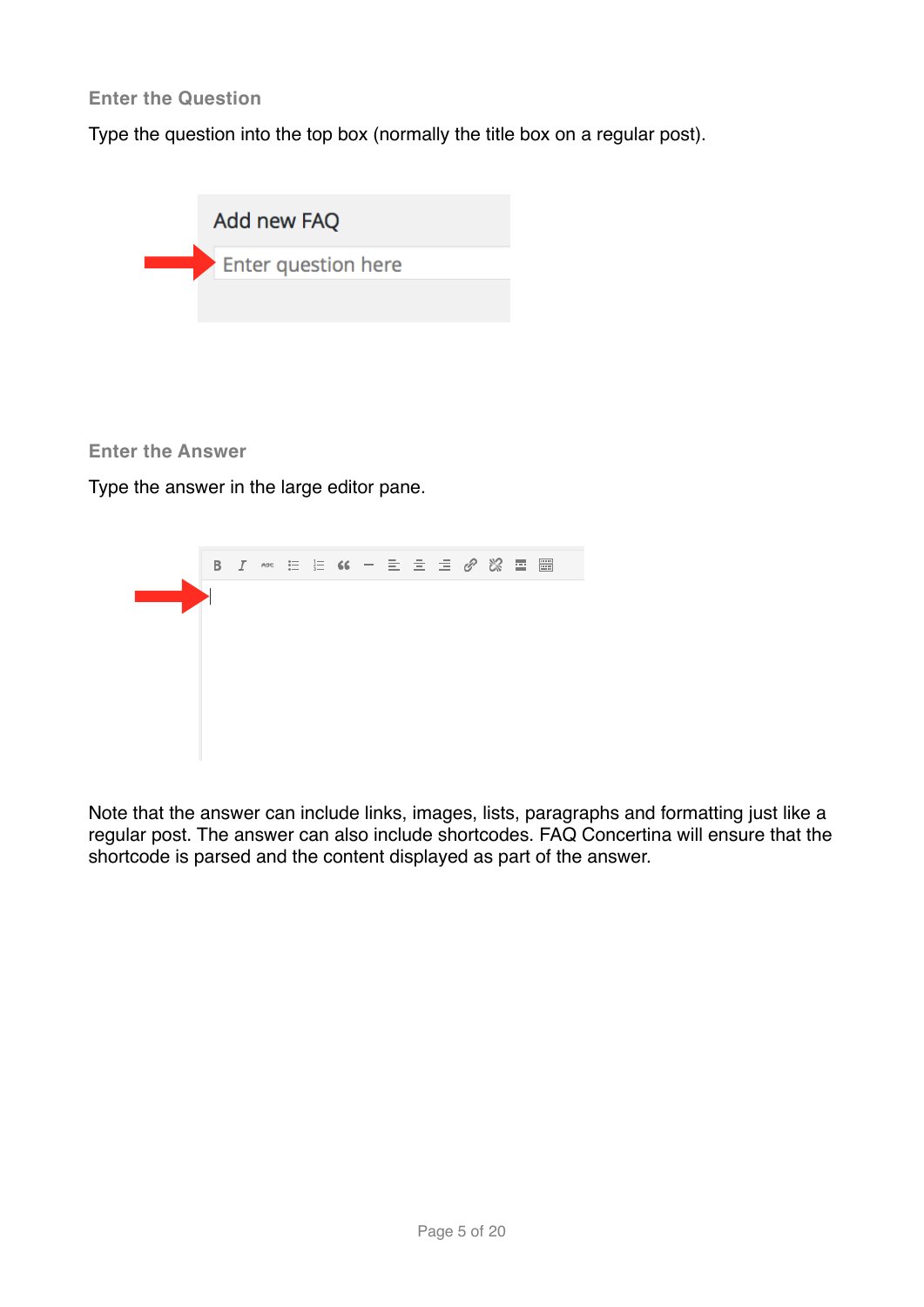### Enter the Question

Type the question into the top box (normally the title box on a regular post).

### Enter the Answer

Type the answer in the large editor pane.

Note that the answer can include links, images, lists, paragraphs and formatting just like a regular post. The answer can also include shortcodes. FAQ Concertina will ensure that the shortcode is parsed and the content displayed as part of the answer.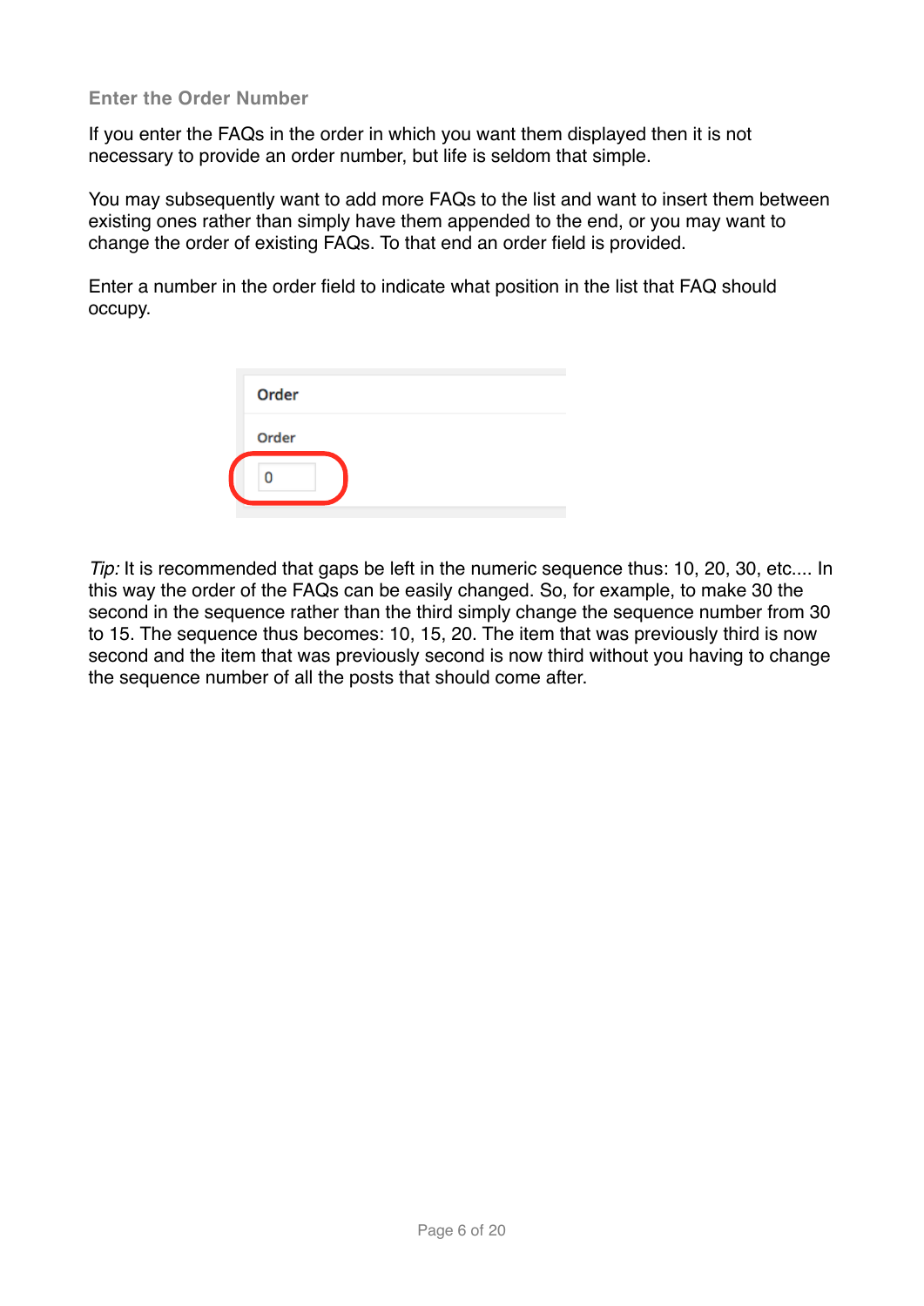### Enter the Order Number

If you enter the FAQs in the order in which you want them displayed then it is not necessary to provide an order number, but life is seldom that simple.

You may subsequently want to add more FAQs to the list and want to insert them between existing ones rather than simply have them appended to the end, or you may want to change the order of existing FAQs. To that end an order field is provided.

Enter a number in the order field to indicate what position in the list that FAQ should occupy.

*Tip:* It is recommended that gaps be left in the numeric sequence thus: 10, 20, 30, etc.... In this way the order of the FAQs can be easily changed. So, for example, to make 30 the second in the sequence rather than the third simply change the sequence number from 30 to 15. The sequence thus becomes: 10, 15, 20. The item that was previously third is now second and the item that was previously second is now third without you having to change the sequence number of all the posts that should come after.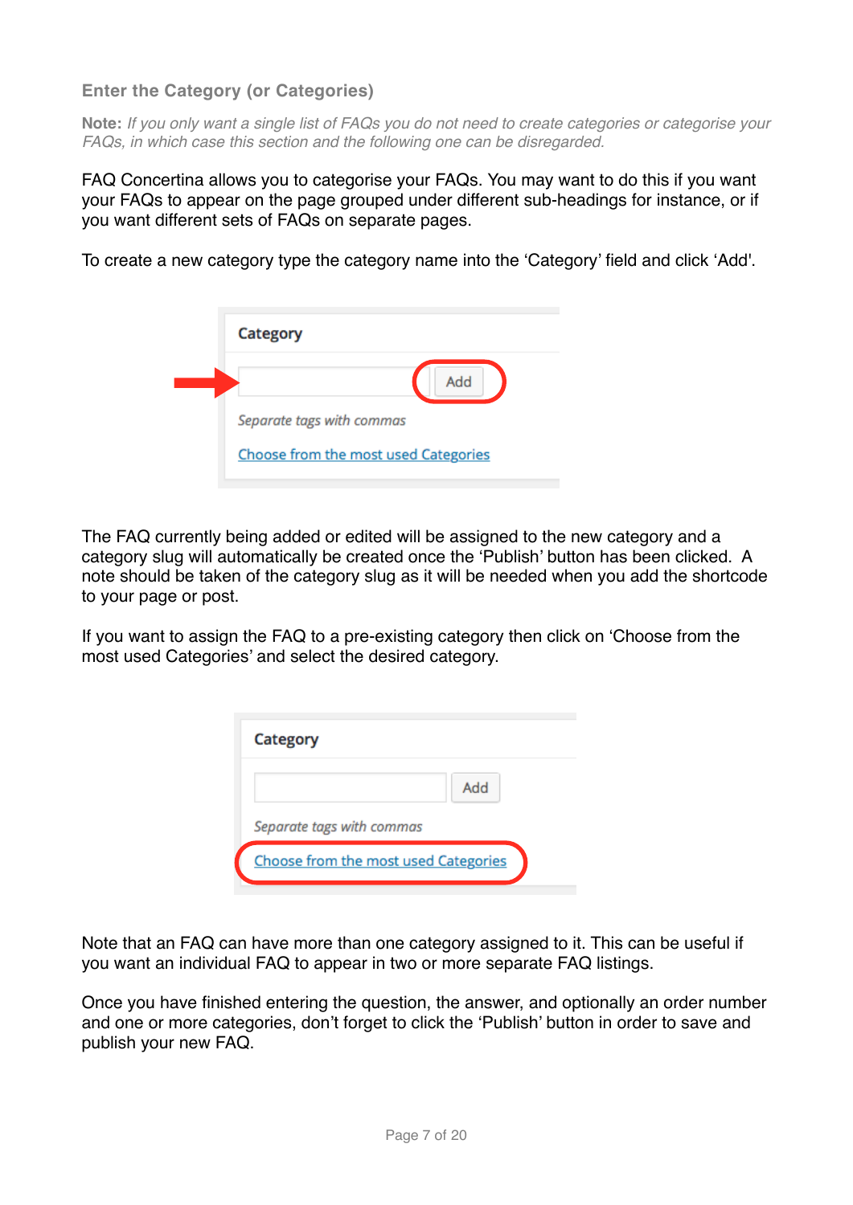### Enter the Category (or Categories)

**Note:** *If you only want a single list of FAQs you do not need to create categories or categorise your FAQs, in which case this section and the following one can be disregarded.*

FAQ Concertina allows you to categorise your FAQs. You may want to do this if you want your FAQs to appear on the page grouped under different sub-headings for instance, or if you want different sets of FAQs on separate pages.

To create a new category type the category name into the 'Category' field and click 'Add'.

The FAQ currently being added or edited will be assigned to the new category and a category slug will automatically be created once the 'Publish' button has been clicked. A note should be taken of the category slug as it will be needed when you add the shortcode to your page or post.

If you want to assign the FAQ to a pre-existing category then click on 'Choose from the most used Categories' and select the desired category.

Note that an FAQ can have more than one category assigned to it. This can be useful if you want an individual FAQ to appear in two or more separate FAQ listings.

Once you have finished entering the question, the answer, and optionally an order number and one or more categories, don't forget to click the 'Publish' button in order to save and publish your new FAQ.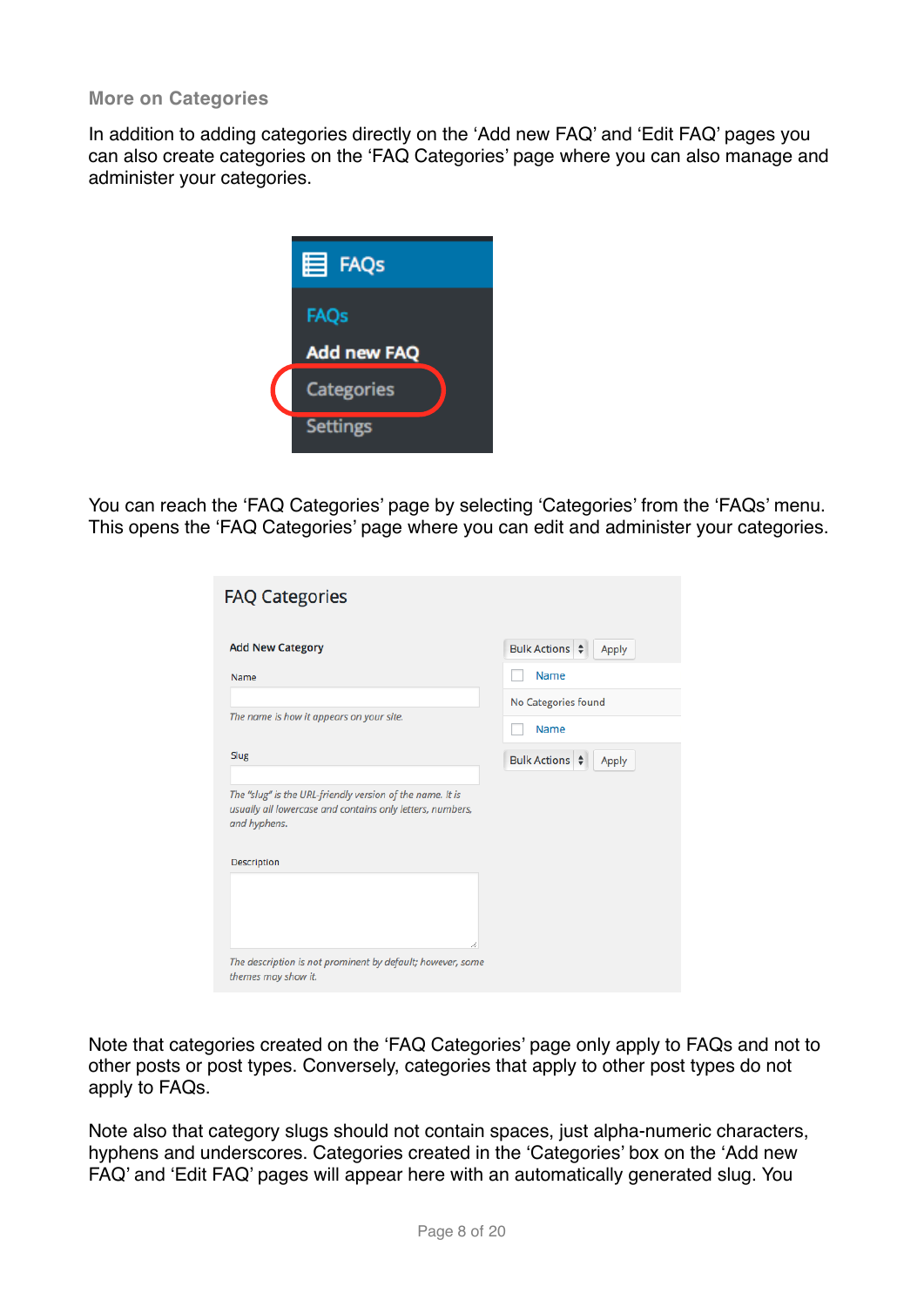### More on Categories

In addition to adding categories directly on the 'Add new FAQ' and 'Edit FAQ' pages you can also create categories on the 'FAQ Categories' page where you can also manage and administer your categories.

You can reach the 'FAQ Categories' page by selecting 'Categories' from the 'FAQs' menu. This opens the 'FAQ Categories' page where you can edit and administer your categories.

Note that categories created on the 'FAQ Categories' page only apply to FAQs and not to other posts or post types. Conversely, categories that apply to other post types do not apply to FAQs.

Note also that category slugs should not contain spaces, just alpha-numeric characters, hyphens and underscores. Categories created in the 'Categories' box on the 'Add new FAQ' and 'Edit FAQ' pages will appear here with an automatically generated slug. You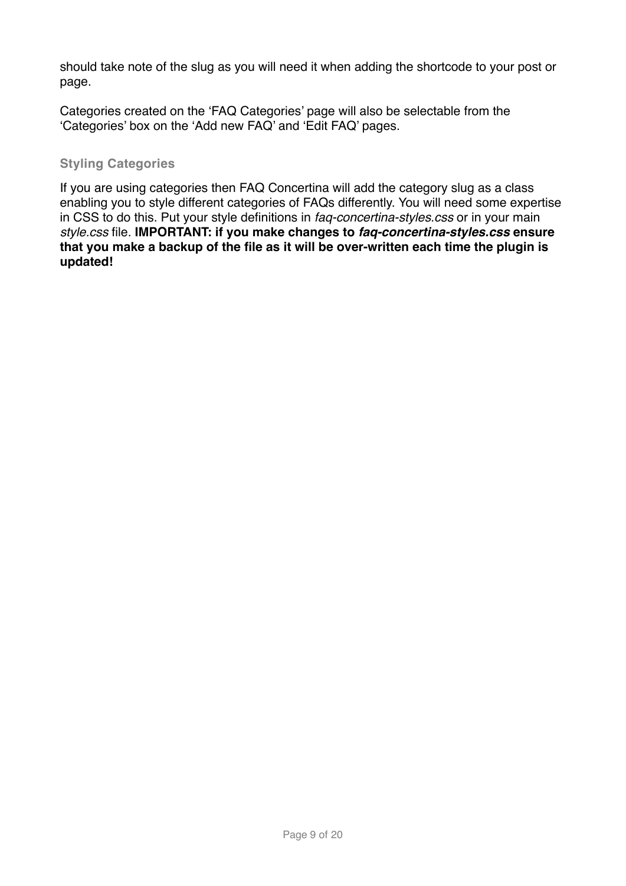should take note of the slug as you will need it when adding the shortcode to your post or page.

Categories created on the 'FAQ Categories' page will also be selectable from the 'Categories' box on the 'Add new FAQ' and 'Edit FAQ' pages.

### Styling Categories

If you are using categories then FAQ Concertina will add the category slug as a class enabling you to style different categories of FAQs differently. You will need some expertise in CSS to do this. Put your style definitions in *faq-concertina-styles.css* or in your main *style.css* file. **IMPORTANT: if you make changes to *faq-concertina-styles.css* ensure that you make a backup of the file as it will be over-written each time the plugin is updated!**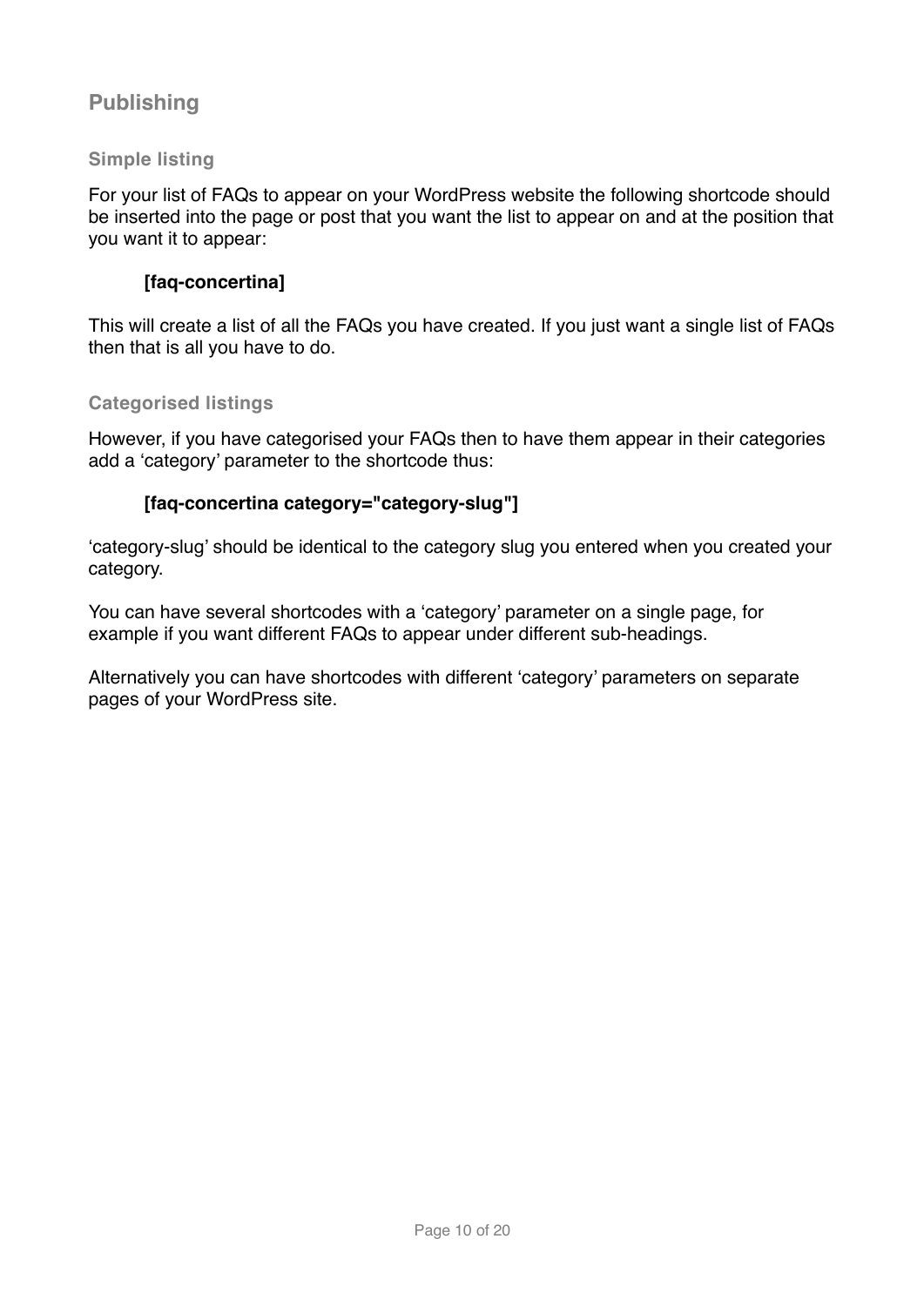## Publishing

### Simple listing

For your list of FAQs to appear on your WordPress website the following shortcode should be inserted into the page or post that you want the list to appear on and at the position that you want it to appear:

**[faq-concertina]**

This will create a list of all the FAQs you have created. If you just want a single list of FAQs then that is all you have to do.

### Categorised listings

However, if you have categorised your FAQs then to have them appear in their categories add a 'category' parameter to the shortcode thus:

**[faq-concertina category="category-slug"]**

'category-slug' should be identical to the category slug you entered when you created your category.

You can have several shortcodes with a 'category' parameter on a single page, for example if you want different FAQs to appear under different sub-headings.

Alternatively you can have shortcodes with different 'category' parameters on separate pages of your WordPress site.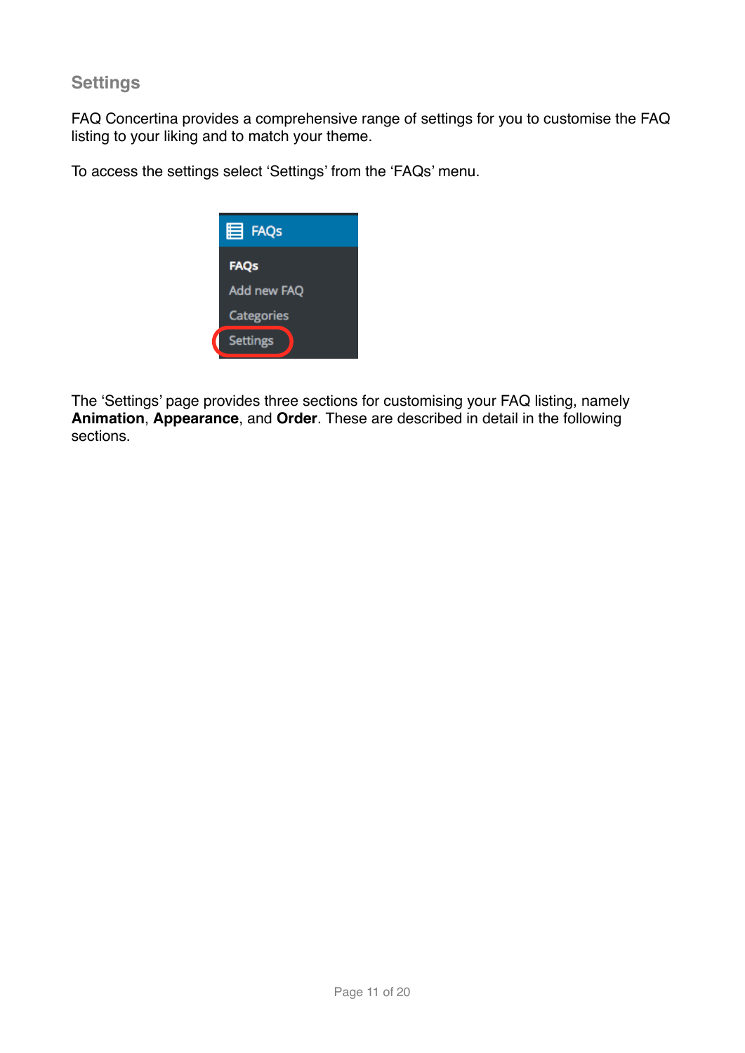## Settings

FAQ Concertina provides a comprehensive range of settings for you to customise the FAQ listing to your liking and to match your theme.

To access the settings select 'Settings' from the 'FAQs' menu.

The 'Settings' page provides three sections for customising your FAQ listing, namely **Animation**, **Appearance**, and **Order**. These are described in detail in the following sections.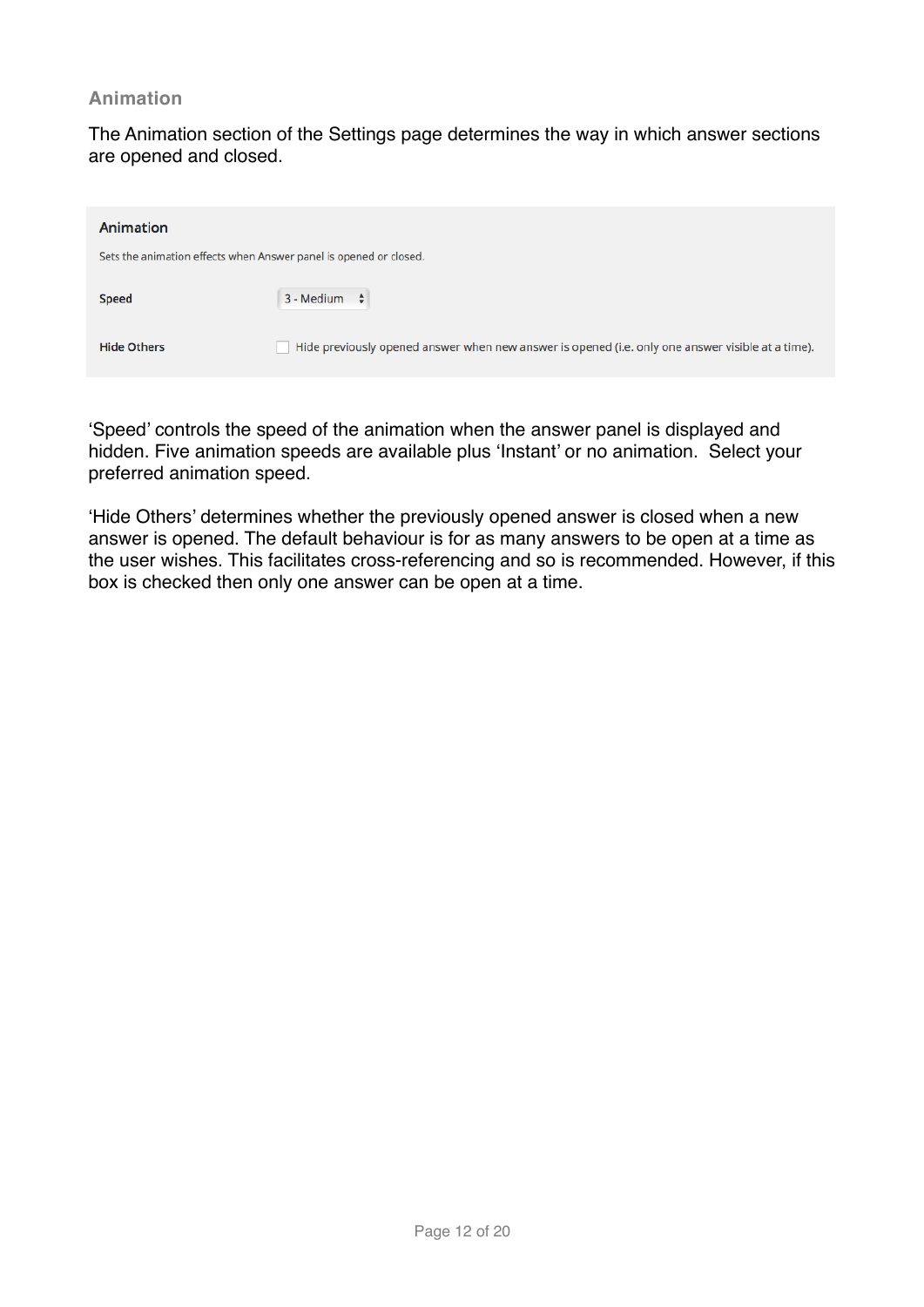## Animation

The Animation section of the Settings page determines the way in which answer sections are opened and closed.

**Animation**

Sets the animation effects when Answer panel is opened or closed.

| | |
|---|---|
| Speed | 3 - Medium |
| Hide Others | ☐ Hide previously opened answer when new answer is opened (i.e. only one answer visible at a time). |

'Speed' controls the speed of the animation when the answer panel is displayed and hidden. Five animation speeds are available plus 'Instant' or no animation. Select your preferred animation speed.

'Hide Others' determines whether the previously opened answer is closed when a new answer is opened. The default behaviour is for as many answers to be open at a time as the user wishes. This facilitates cross-referencing and so is recommended. However, if this box is checked then only one answer can be open at a time.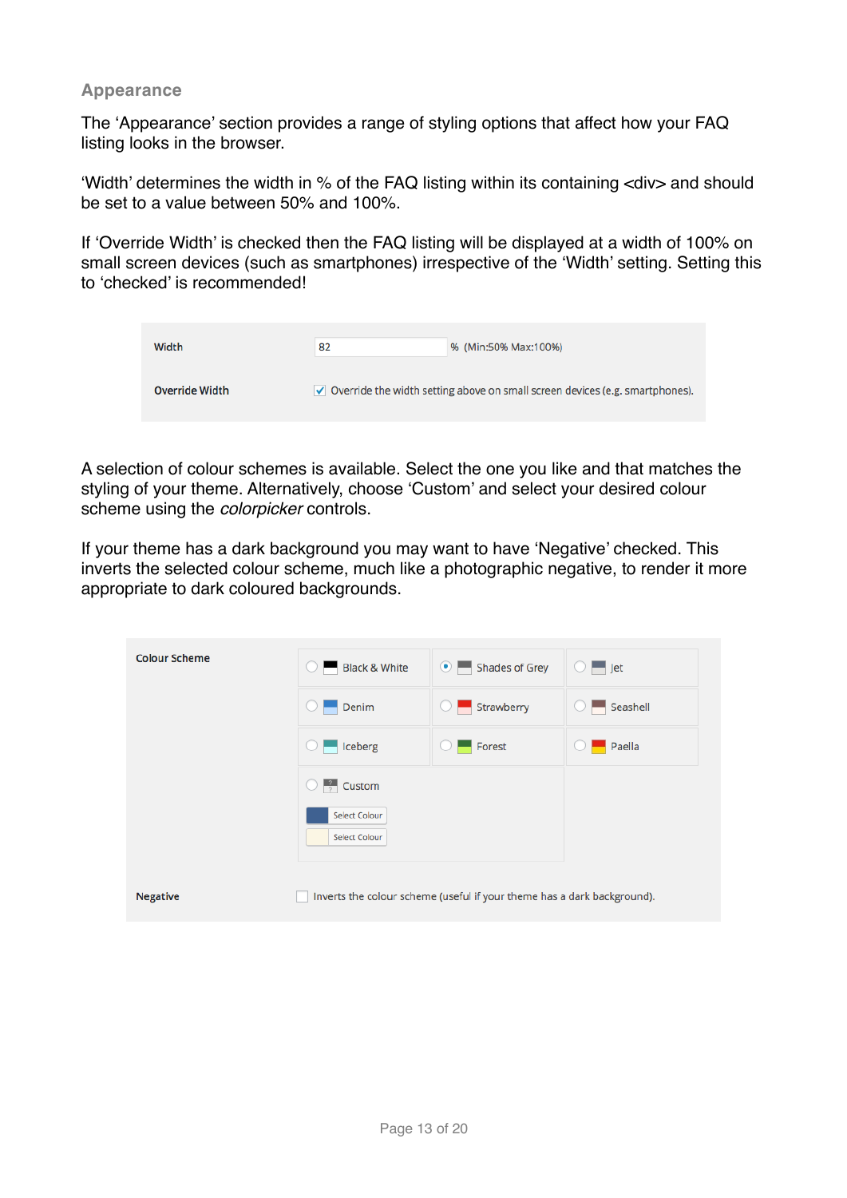### Appearance

The 'Appearance' section provides a range of styling options that affect how your FAQ listing looks in the browser.

'Width' determines the width in % of the FAQ listing within its containing <div> and should be set to a value between 50% and 100%.

If 'Override Width' is checked then the FAQ listing will be displayed at a width of 100% on small screen devices (such as smartphones) irrespective of the 'Width' setting. Setting this to 'checked' is recommended!

| | |
|---|---|
| **Width** | 82 % (Min:50% Max:100%) |
| **Override Width** | ☑ Override the width setting above on small screen devices (e.g. smartphones). |

A selection of colour schemes is available. Select the one you like and that matches the styling of your theme. Alternatively, choose 'Custom' and select your desired colour scheme using the *colorpicker* controls.

If your theme has a dark background you may want to have 'Negative' checked. This inverts the selected colour scheme, much like a photographic negative, to render it more appropriate to dark coloured backgrounds.

| | | | |
|---|---|---|---|
| **Colour Scheme** | ○ Black & White | ◉ Shades of Grey | ○ Jet |
| | ○ Denim | ○ Strawberry | ○ Seashell |
| | ○ Iceberg | ○ Forest | ○ Paella |
| | ○ Custom<br>Select Colour<br>Select Colour | | |
| **Negative** | ☐ Inverts the colour scheme (useful if your theme has a dark background). | | |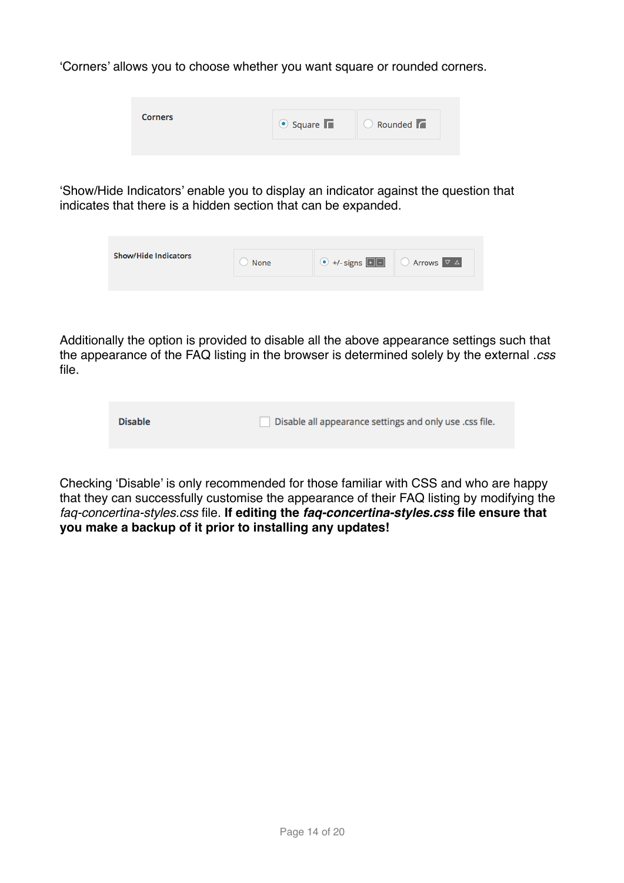'Corners' allows you to choose whether you want square or rounded corners.

Corners — Square / Rounded

'Show/Hide Indicators' enable you to display an indicator against the question that indicates that there is a hidden section that can be expanded.

Show/Hide Indicators — None / +/- signs / Arrows

Additionally the option is provided to disable all the above appearance settings such that the appearance of the FAQ listing in the browser is determined solely by the external *.css* file.

Disable — Disable all appearance settings and only use .css file.

Checking 'Disable' is only recommended for those familiar with CSS and who are happy that they can successfully customise the appearance of their FAQ listing by modifying the *faq-concertina-styles.css* file. **If editing the *faq-concertina-styles.css* file ensure that you make a backup of it prior to installing any updates!**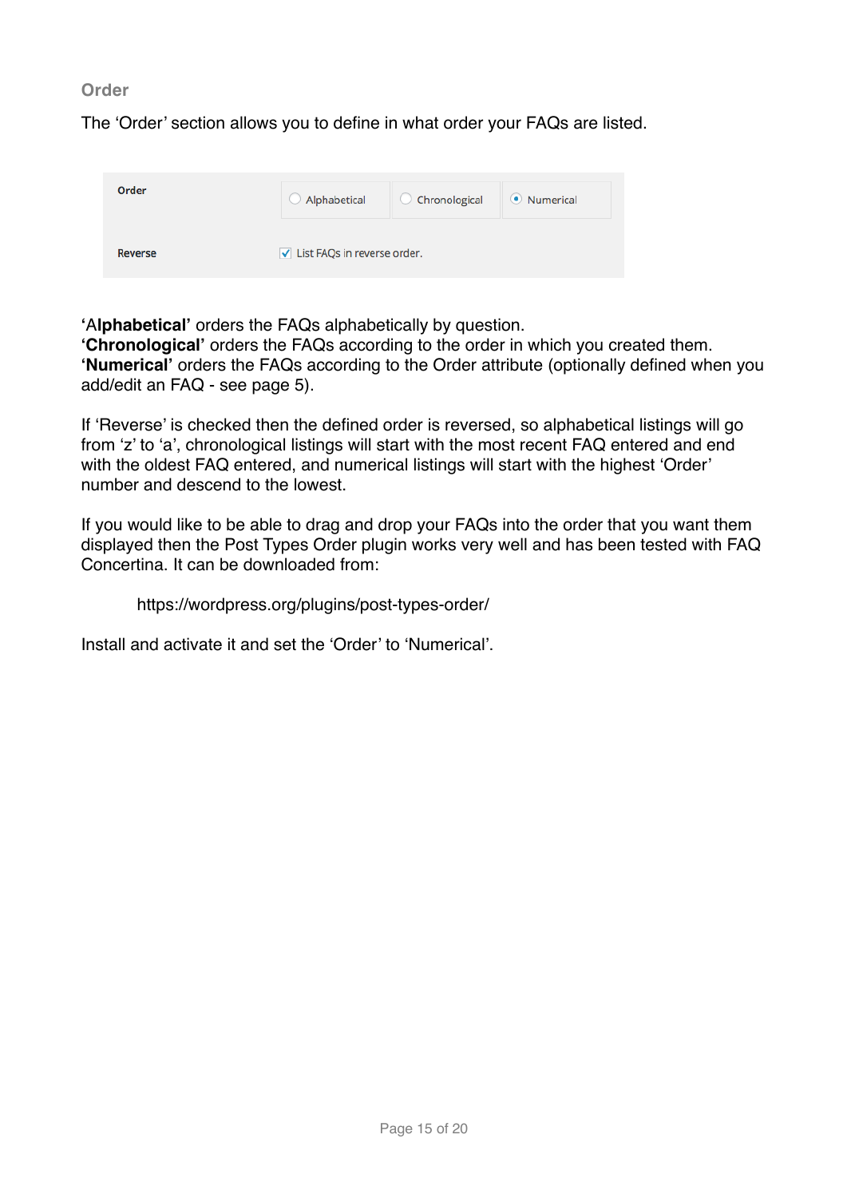### Order

The ‘Order’ section allows you to define in what order your FAQs are listed.

| Order | ○ Alphabetical | ○ Chronological | ◉ Numerical |
|---|---|---|---|
| Reverse | ☑ List FAQs in reverse order. | | |

**‘Alphabetical’** orders the FAQs alphabetically by question.
**‘Chronological’** orders the FAQs according to the order in which you created them.
**‘Numerical’** orders the FAQs according to the Order attribute (optionally defined when you add/edit an FAQ - see page 5).

If ‘Reverse’ is checked then the defined order is reversed, so alphabetical listings will go from ‘z’ to ‘a’, chronological listings will start with the most recent FAQ entered and end with the oldest FAQ entered, and numerical listings will start with the highest ‘Order’ number and descend to the lowest.

If you would like to be able to drag and drop your FAQs into the order that you want them displayed then the Post Types Order plugin works very well and has been tested with FAQ Concertina. It can be downloaded from:

> https://wordpress.org/plugins/post-types-order/

Install and activate it and set the ‘Order’ to ‘Numerical’.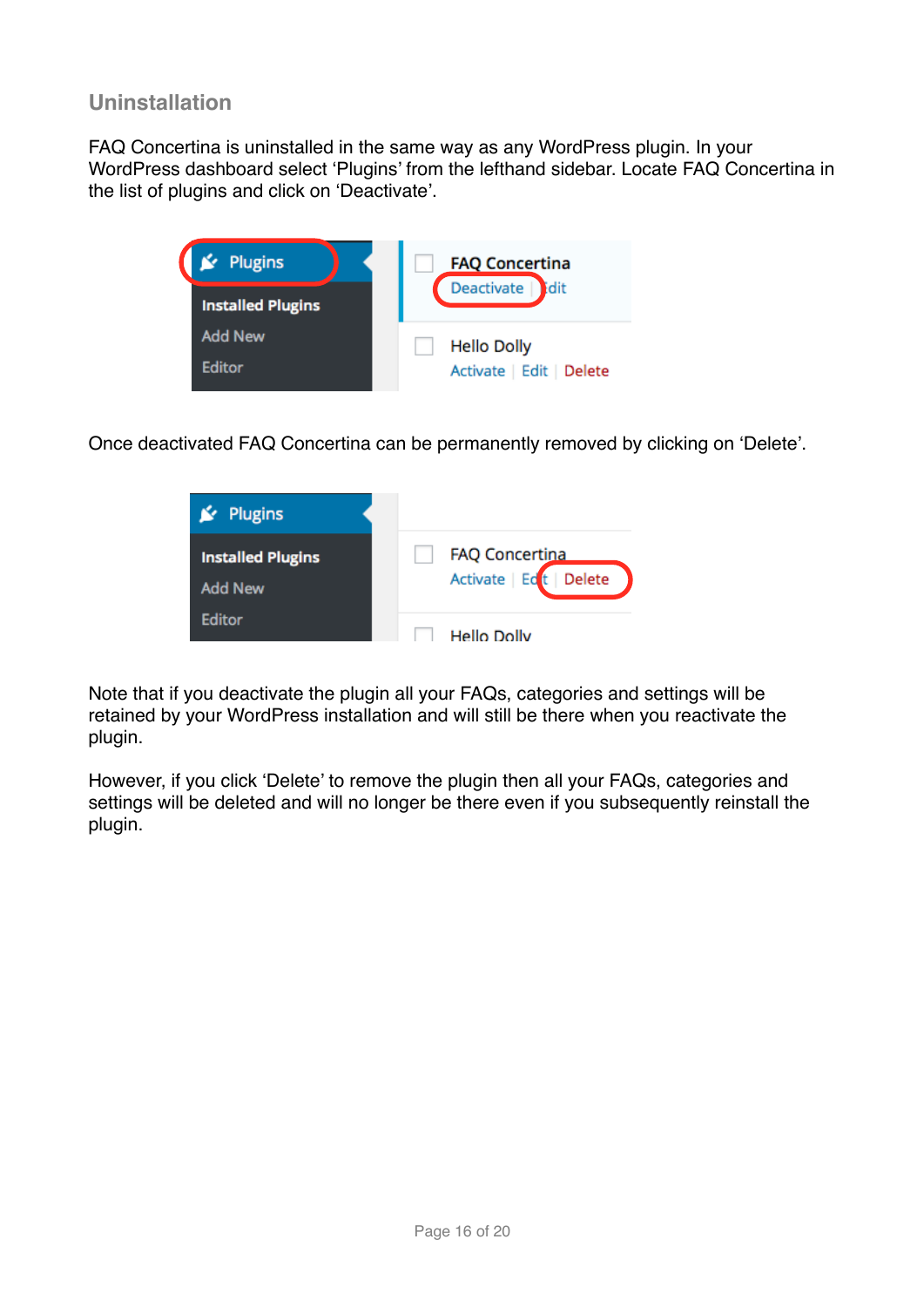## Uninstallation

FAQ Concertina is uninstalled in the same way as any WordPress plugin. In your WordPress dashboard select 'Plugins' from the lefthand sidebar. Locate FAQ Concertina in the list of plugins and click on 'Deactivate'.

Once deactivated FAQ Concertina can be permanently removed by clicking on 'Delete'.

Note that if you deactivate the plugin all your FAQs, categories and settings will be retained by your WordPress installation and will still be there when you reactivate the plugin.

However, if you click 'Delete' to remove the plugin then all your FAQs, categories and settings will be deleted and will no longer be there even if you subsequently reinstall the plugin.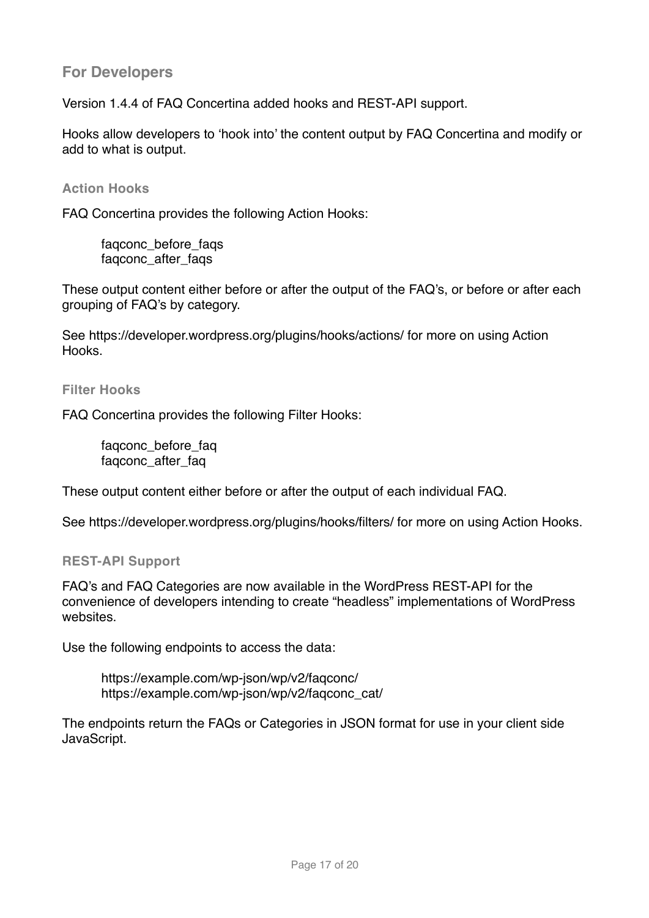## For Developers

Version 1.4.4 of FAQ Concertina added hooks and REST-API support.

Hooks allow developers to 'hook into' the content output by FAQ Concertina and modify or add to what is output.

### Action Hooks

FAQ Concertina provides the following Action Hooks:

```
faqconc_before_faqs
faqconc_after_faqs
```

These output content either before or after the output of the FAQ's, or before or after each grouping of FAQ's by category.

See https://developer.wordpress.org/plugins/hooks/actions/ for more on using Action Hooks.

### Filter Hooks

FAQ Concertina provides the following Filter Hooks:

```
faqconc_before_faq
faqconc_after_faq
```

These output content either before or after the output of each individual FAQ.

See https://developer.wordpress.org/plugins/hooks/filters/ for more on using Action Hooks.

### REST-API Support

FAQ's and FAQ Categories are now available in the WordPress REST-API for the convenience of developers intending to create "headless" implementations of WordPress websites.

Use the following endpoints to access the data:

```
https://example.com/wp-json/wp/v2/faqconc/
https://example.com/wp-json/wp/v2/faqconc_cat/
```

The endpoints return the FAQs or Categories in JSON format for use in your client side JavaScript.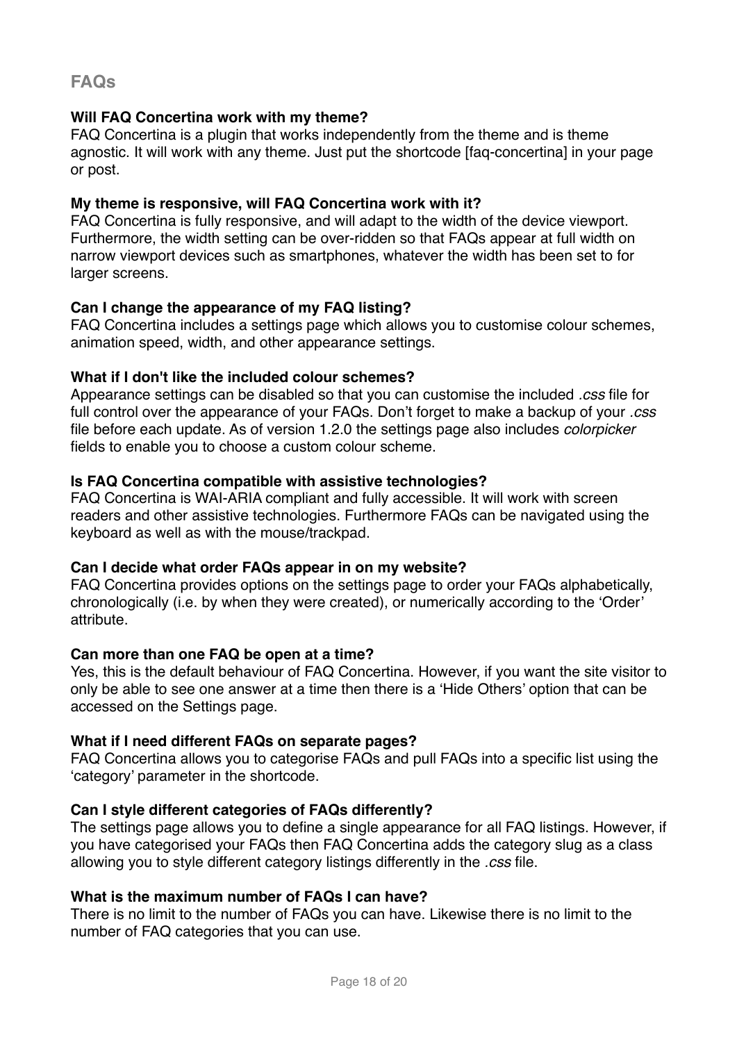## FAQs

**Will FAQ Concertina work with my theme?**
FAQ Concertina is a plugin that works independently from the theme and is theme agnostic. It will work with any theme. Just put the shortcode [faq-concertina] in your page or post.

**My theme is responsive, will FAQ Concertina work with it?**
FAQ Concertina is fully responsive, and will adapt to the width of the device viewport. Furthermore, the width setting can be over-ridden so that FAQs appear at full width on narrow viewport devices such as smartphones, whatever the width has been set to for larger screens.

**Can I change the appearance of my FAQ listing?**
FAQ Concertina includes a settings page which allows you to customise colour schemes, animation speed, width, and other appearance settings.

**What if I don't like the included colour schemes?**
Appearance settings can be disabled so that you can customise the included *.css* file for full control over the appearance of your FAQs. Don't forget to make a backup of your *.css* file before each update. As of version 1.2.0 the settings page also includes *colorpicker* fields to enable you to choose a custom colour scheme.

**Is FAQ Concertina compatible with assistive technologies?**
FAQ Concertina is WAI-ARIA compliant and fully accessible. It will work with screen readers and other assistive technologies. Furthermore FAQs can be navigated using the keyboard as well as with the mouse/trackpad.

**Can I decide what order FAQs appear in on my website?**
FAQ Concertina provides options on the settings page to order your FAQs alphabetically, chronologically (i.e. by when they were created), or numerically according to the 'Order' attribute.

**Can more than one FAQ be open at a time?**
Yes, this is the default behaviour of FAQ Concertina. However, if you want the site visitor to only be able to see one answer at a time then there is a 'Hide Others' option that can be accessed on the Settings page.

**What if I need different FAQs on separate pages?**
FAQ Concertina allows you to categorise FAQs and pull FAQs into a specific list using the 'category' parameter in the shortcode.

**Can I style different categories of FAQs differently?**
The settings page allows you to define a single appearance for all FAQ listings. However, if you have categorised your FAQs then FAQ Concertina adds the category slug as a class allowing you to style different category listings differently in the *.css* file.

**What is the maximum number of FAQs I can have?**
There is no limit to the number of FAQs you can have. Likewise there is no limit to the number of FAQ categories that you can use.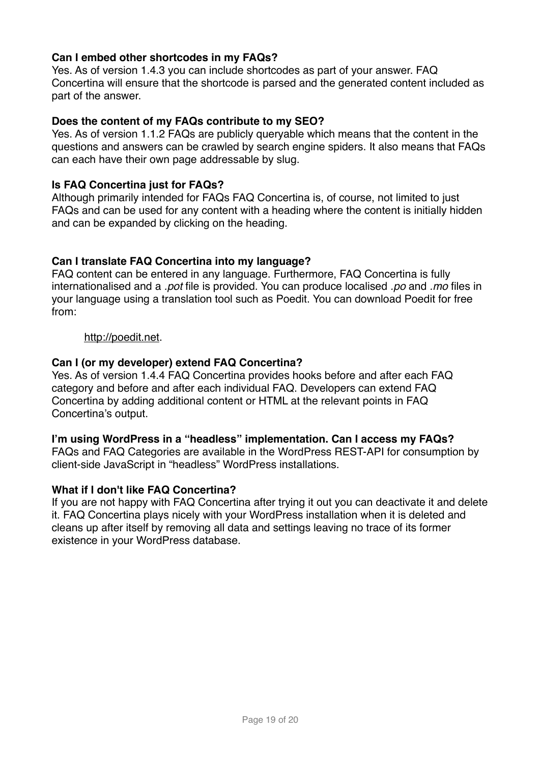**Can I embed other shortcodes in my FAQs?**
Yes. As of version 1.4.3 you can include shortcodes as part of your answer. FAQ Concertina will ensure that the shortcode is parsed and the generated content included as part of the answer.

**Does the content of my FAQs contribute to my SEO?**
Yes. As of version 1.1.2 FAQs are publicly queryable which means that the content in the questions and answers can be crawled by search engine spiders. It also means that FAQs can each have their own page addressable by slug.

**Is FAQ Concertina just for FAQs?**
Although primarily intended for FAQs FAQ Concertina is, of course, not limited to just FAQs and can be used for any content with a heading where the content is initially hidden and can be expanded by clicking on the heading.

**Can I translate FAQ Concertina into my language?**
FAQ content can be entered in any language. Furthermore, FAQ Concertina is fully internationalised and a *.pot* file is provided. You can produce localised *.po* and *.mo* files in your language using a translation tool such as Poedit. You can download Poedit for free from:

> http://poedit.net.

**Can I (or my developer) extend FAQ Concertina?**
Yes. As of version 1.4.4 FAQ Concertina provides hooks before and after each FAQ category and before and after each individual FAQ. Developers can extend FAQ Concertina by adding additional content or HTML at the relevant points in FAQ Concertina's output.

**I'm using WordPress in a "headless" implementation. Can I access my FAQs?**
FAQs and FAQ Categories are available in the WordPress REST-API for consumption by client-side JavaScript in "headless" WordPress installations.

**What if I don't like FAQ Concertina?**
If you are not happy with FAQ Concertina after trying it out you can deactivate it and delete it. FAQ Concertina plays nicely with your WordPress installation when it is deleted and cleans up after itself by removing all data and settings leaving no trace of its former existence in your WordPress database.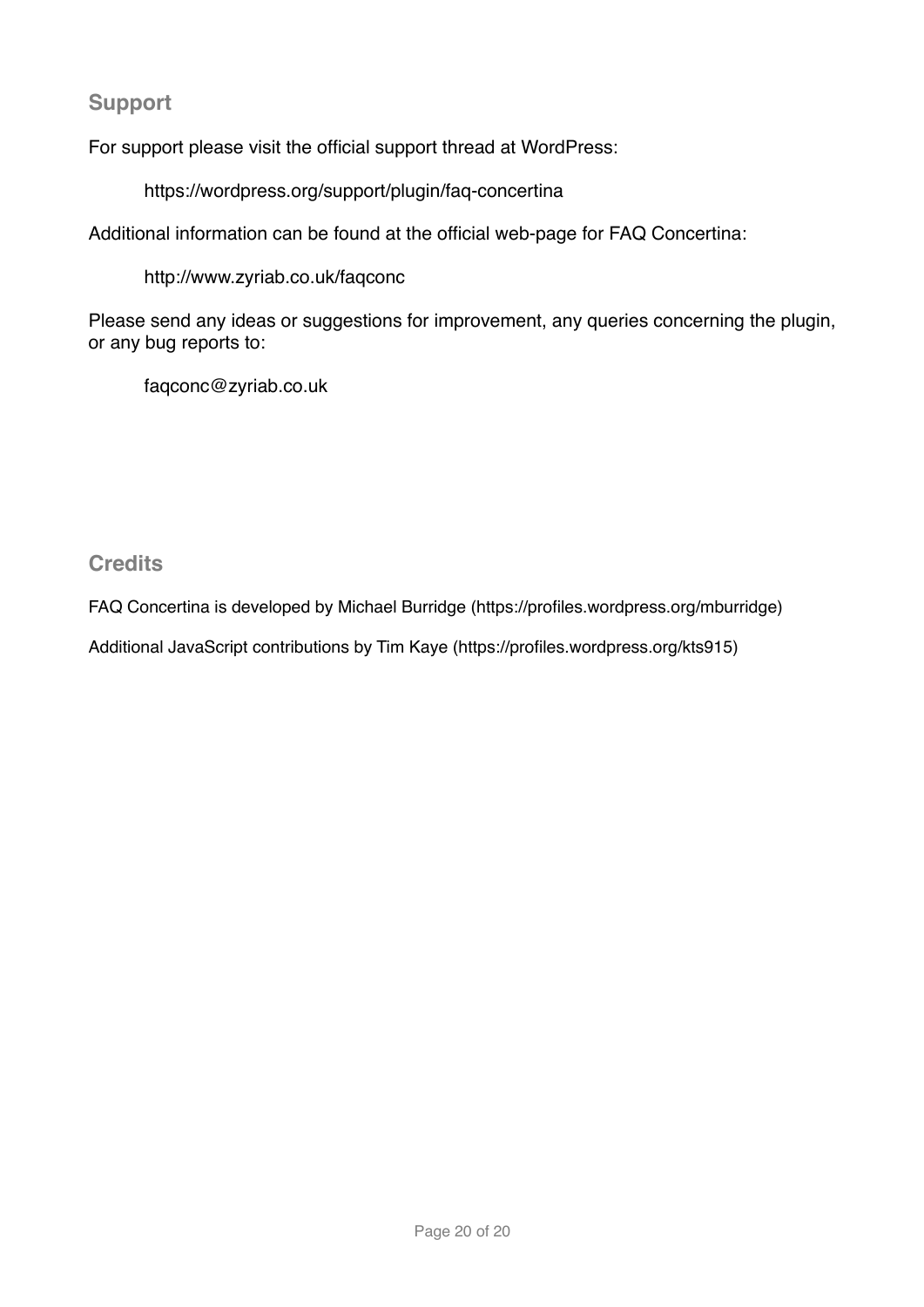## Support

For support please visit the official support thread at WordPress:

> https://wordpress.org/support/plugin/faq-concertina

Additional information can be found at the official web-page for FAQ Concertina:

> http://www.zyriab.co.uk/faqconc

Please send any ideas or suggestions for improvement, any queries concerning the plugin, or any bug reports to:

> faqconc@zyriab.co.uk

## Credits

FAQ Concertina is developed by Michael Burridge (https://profiles.wordpress.org/mburridge)

Additional JavaScript contributions by Tim Kaye (https://profiles.wordpress.org/kts915)